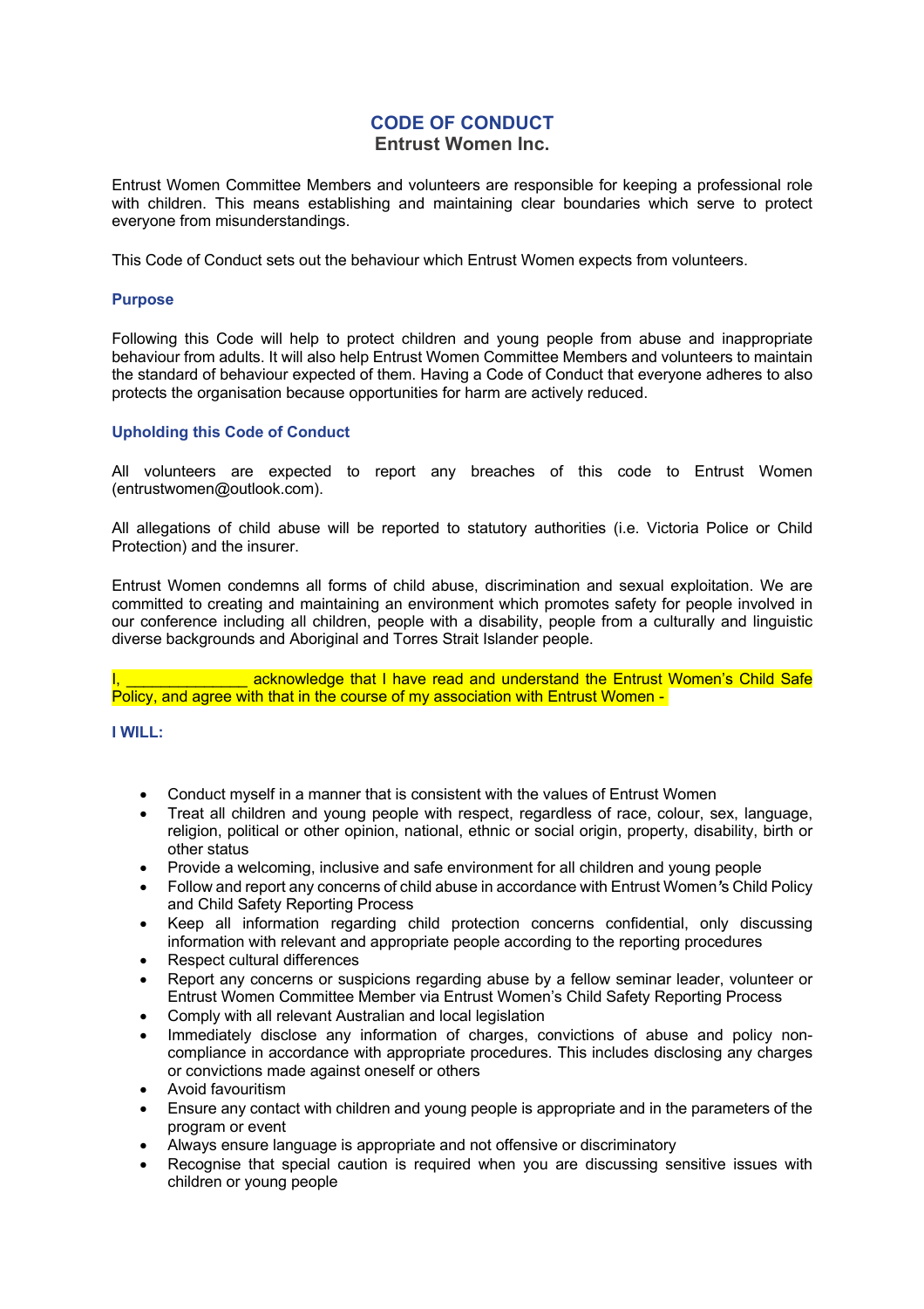# CODE OF CONDUCT

## Entrust Women Inc.

Entrust Women Committee Members and volunteers are responsible for keeping a professional role with children. This means establishing and maintaining clear boundaries which serve to protect everyone from misunderstandings.

This Code of Conduct sets out the behaviour which Entrust Women expects from volunteers.

### Purpose

Following this Code will help to protect children and young people from abuse and inappropriate behaviour from adults. It will also help Entrust Women Committee Members and volunteers to maintain the standard of behaviour expected of them. Having a Code of Conduct that everyone adheres to also protects the organisation because opportunities for harm are actively reduced.

### Upholding this Code of Conduct

All volunteers are expected to report any breaches of this code to Entrust Women (entrustwomen@outlook.com).

All allegations of child abuse will be reported to statutory authorities (i.e. Victoria Police or Child Protection) and the insurer.

Entrust Women condemns all forms of child abuse, discrimination and sexual exploitation. We are committed to creating and maintaining an environment which promotes safety for people involved in our conference including all children, people with a disability, people from a culturally and linguistic diverse backgrounds and Aboriginal and Torres Strait Islander people.

I, ______________ acknowledge that I have read and understand the Entrust Women's Child Safe Policy, and agree with that in the course of my association with Entrust Women -

### I WILL:

- Conduct myself in a manner that is consistent with the values of Entrust Women
- Treat all children and young people with respect, regardless of race, colour, sex, language, religion, political or other opinion, national, ethnic or social origin, property, disability, birth or other status
- Provide a welcoming, inclusive and safe environment for all children and young people
- Follow and report any concerns of child abuse in accordance with Entrust Women's Child Policy and Child Safety Reporting Process
- Keep all information regarding child protection concerns confidential, only discussing information with relevant and appropriate people according to the reporting procedures
- Respect cultural differences
- Report any concerns or suspicions regarding abuse by a fellow seminar leader, volunteer or Entrust Women Committee Member via Entrust Women's Child Safety Reporting Process
- Comply with all relevant Australian and local legislation
- Immediately disclose any information of charges, convictions of abuse and policy non-compliance in accordance with appropriate procedures. This includes disclosing any charges or convictions made against oneself or others
- Avoid favouritism
- Ensure any contact with children and young people is appropriate and in the parameters of the program or event
- Always ensure language is appropriate and not offensive or discriminatory
- Recognise that special caution is required when you are discussing sensitive issues with children or young people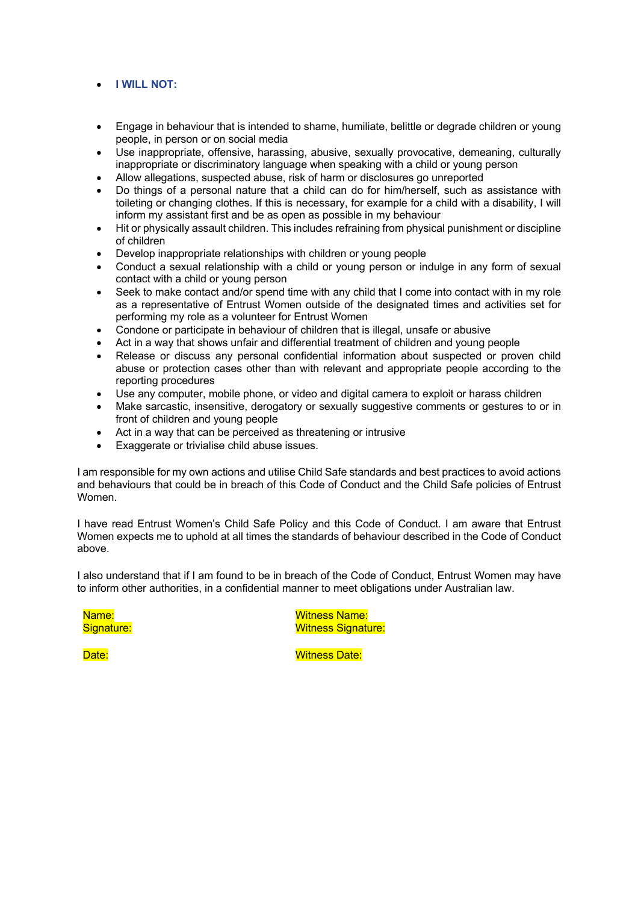- **I WILL NOT:**

- Engage in behaviour that is intended to shame, humiliate, belittle or degrade children or young people, in person or on social media
- Use inappropriate, offensive, harassing, abusive, sexually provocative, demeaning, culturally inappropriate or discriminatory language when speaking with a child or young person
- Allow allegations, suspected abuse, risk of harm or disclosures go unreported
- Do things of a personal nature that a child can do for him/herself, such as assistance with toileting or changing clothes. If this is necessary, for example for a child with a disability, I will inform my assistant first and be as open as possible in my behaviour
- Hit or physically assault children. This includes refraining from physical punishment or discipline of children
- Develop inappropriate relationships with children or young people
- Conduct a sexual relationship with a child or young person or indulge in any form of sexual contact with a child or young person
- Seek to make contact and/or spend time with any child that I come into contact with in my role as a representative of Entrust Women outside of the designated times and activities set for performing my role as a volunteer for Entrust Women
- Condone or participate in behaviour of children that is illegal, unsafe or abusive
- Act in a way that shows unfair and differential treatment of children and young people
- Release or discuss any personal confidential information about suspected or proven child abuse or protection cases other than with relevant and appropriate people according to the reporting procedures
- Use any computer, mobile phone, or video and digital camera to exploit or harass children
- Make sarcastic, insensitive, derogatory or sexually suggestive comments or gestures to or in front of children and young people
- Act in a way that can be perceived as threatening or intrusive
- Exaggerate or trivialise child abuse issues.

I am responsible for my own actions and utilise Child Safe standards and best practices to avoid actions and behaviours that could be in breach of this Code of Conduct and the Child Safe policies of Entrust Women.

I have read Entrust Women's Child Safe Policy and this Code of Conduct. I am aware that Entrust Women expects me to uphold at all times the standards of behaviour described in the Code of Conduct above.

I also understand that if I am found to be in breach of the Code of Conduct, Entrust Women may have to inform other authorities, in a confidential manner to meet obligations under Australian law.

Name:
Signature:

Date:

Witness Name:
Witness Signature:

Witness Date: